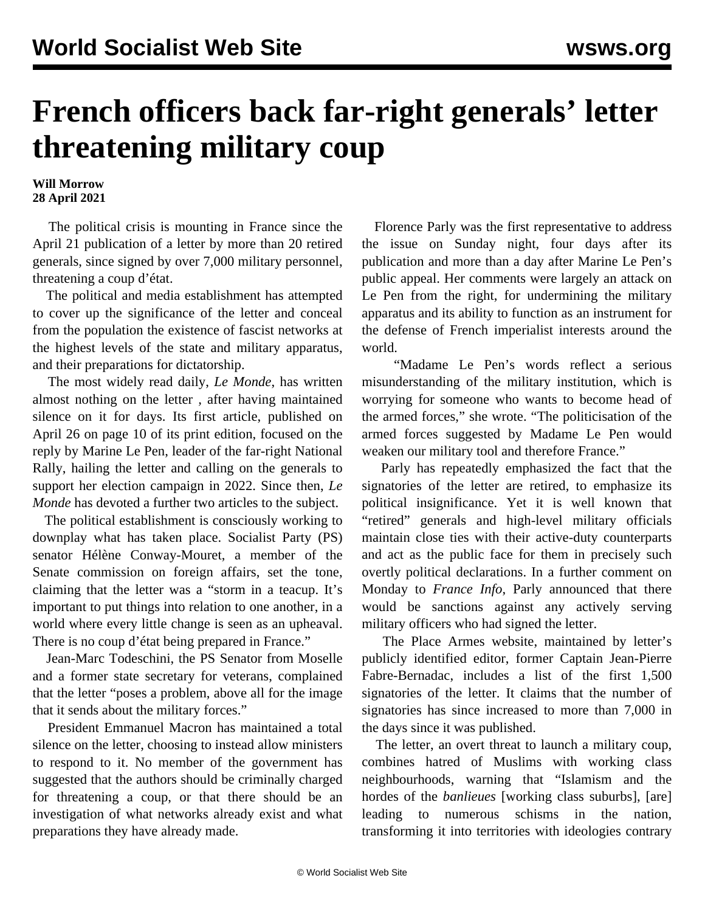# French officers back far-right generals' letter threatening military coup

**Will Morrow**
**28 April 2021**

The political crisis is mounting in France since the April 21 publication of a letter by more than 20 retired generals, since signed by over 7,000 military personnel, threatening a coup d'état.

The political and media establishment has attempted to cover up the significance of the letter and conceal from the population the existence of fascist networks at the highest levels of the state and military apparatus, and their preparations for dictatorship.

The most widely read daily, *Le Monde*, has written almost nothing on the letter , after having maintained silence on it for days. Its first article, published on April 26 on page 10 of its print edition, focused on the reply by Marine Le Pen, leader of the far-right National Rally, hailing the letter and calling on the generals to support her election campaign in 2022. Since then, *Le Monde* has devoted a further two articles to the subject.

The political establishment is consciously working to downplay what has taken place. Socialist Party (PS) senator Hélène Conway-Mouret, a member of the Senate commission on foreign affairs, set the tone, claiming that the letter was a "storm in a teacup. It's important to put things into relation to one another, in a world where every little change is seen as an upheaval. There is no coup d'état being prepared in France."

Jean-Marc Todeschini, the PS Senator from Moselle and a former state secretary for veterans, complained that the letter "poses a problem, above all for the image that it sends about the military forces."

President Emmanuel Macron has maintained a total silence on the letter, choosing to instead allow ministers to respond to it. No member of the government has suggested that the authors should be criminally charged for threatening a coup, or that there should be an investigation of what networks already exist and what preparations they have already made.

Florence Parly was the first representative to address the issue on Sunday night, four days after its publication and more than a day after Marine Le Pen's public appeal. Her comments were largely an attack on Le Pen from the right, for undermining the military apparatus and its ability to function as an instrument for the defense of French imperialist interests around the world.

"Madame Le Pen's words reflect a serious misunderstanding of the military institution, which is worrying for someone who wants to become head of the armed forces," she wrote. "The politicisation of the armed forces suggested by Madame Le Pen would weaken our military tool and therefore France."

Parly has repeatedly emphasized the fact that the signatories of the letter are retired, to emphasize its political insignificance. Yet it is well known that "retired" generals and high-level military officials maintain close ties with their active-duty counterparts and act as the public face for them in precisely such overtly political declarations. In a further comment on Monday to *France Info*, Parly announced that there would be sanctions against any actively serving military officers who had signed the letter.

The Place Armes website, maintained by letter's publicly identified editor, former Captain Jean-Pierre Fabre-Bernadac, includes a list of the first 1,500 signatories of the letter. It claims that the number of signatories has since increased to more than 7,000 in the days since it was published.

The letter, an overt threat to launch a military coup, combines hatred of Muslims with working class neighbourhoods, warning that "Islamism and the hordes of the *banlieues* [working class suburbs], [are] leading to numerous schisms in the nation, transforming it into territories with ideologies contrary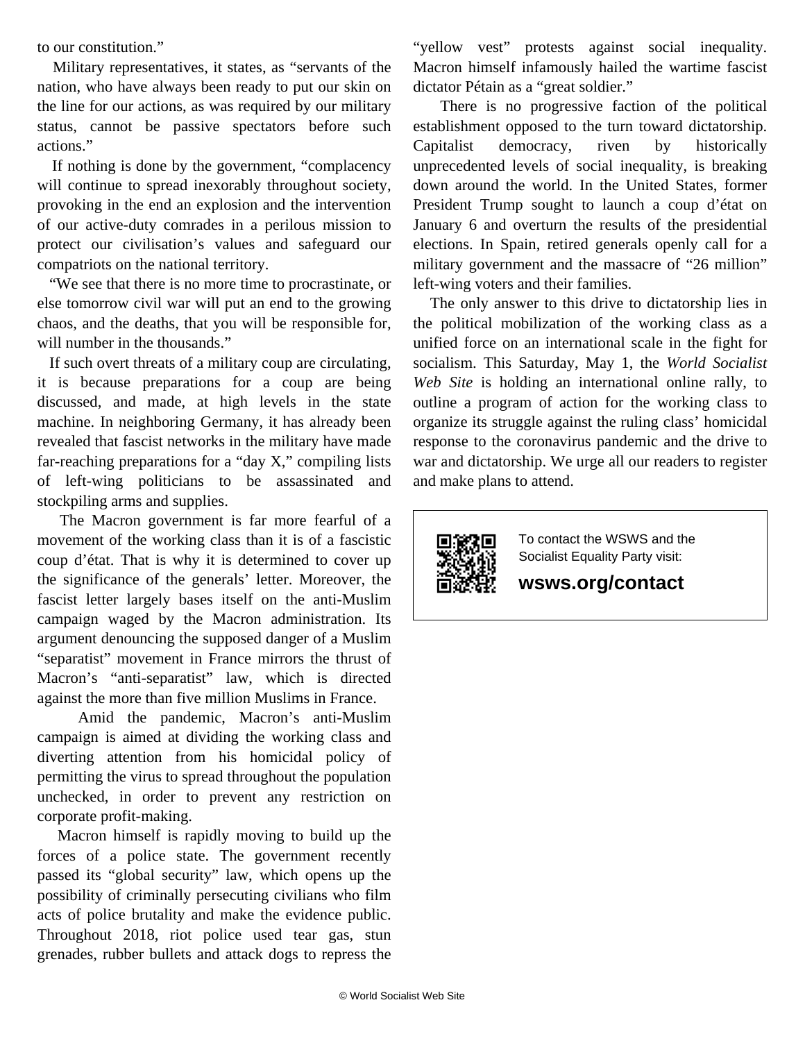to our constitution."

Military representatives, it states, as "servants of the nation, who have always been ready to put our skin on the line for our actions, as was required by our military status, cannot be passive spectators before such actions."

If nothing is done by the government, "complacency will continue to spread inexorably throughout society, provoking in the end an explosion and the intervention of our active-duty comrades in a perilous mission to protect our civilisation's values and safeguard our compatriots on the national territory.

"We see that there is no more time to procrastinate, or else tomorrow civil war will put an end to the growing chaos, and the deaths, that you will be responsible for, will number in the thousands."

If such overt threats of a military coup are circulating, it is because preparations for a coup are being discussed, and made, at high levels in the state machine. In neighboring Germany, it has already been revealed that fascist networks in the military have made far-reaching preparations for a "day X," compiling lists of left-wing politicians to be assassinated and stockpiling arms and supplies.

The Macron government is far more fearful of a movement of the working class than it is of a fascistic coup d'état. That is why it is determined to cover up the significance of the generals' letter. Moreover, the fascist letter largely bases itself on the anti-Muslim campaign waged by the Macron administration. Its argument denouncing the supposed danger of a Muslim "separatist" movement in France mirrors the thrust of Macron's "anti-separatist" law, which is directed against the more than five million Muslims in France.

Amid the pandemic, Macron's anti-Muslim campaign is aimed at dividing the working class and diverting attention from his homicidal policy of permitting the virus to spread throughout the population unchecked, in order to prevent any restriction on corporate profit-making.

Macron himself is rapidly moving to build up the forces of a police state. The government recently passed its "global security" law, which opens up the possibility of criminally persecuting civilians who film acts of police brutality and make the evidence public. Throughout 2018, riot police used tear gas, stun grenades, rubber bullets and attack dogs to repress the "yellow vest" protests against social inequality. Macron himself infamously hailed the wartime fascist dictator Pétain as a "great soldier."

There is no progressive faction of the political establishment opposed to the turn toward dictatorship. Capitalist democracy, riven by historically unprecedented levels of social inequality, is breaking down around the world. In the United States, former President Trump sought to launch a coup d'état on January 6 and overturn the results of the presidential elections. In Spain, retired generals openly call for a military government and the massacre of "26 million" left-wing voters and their families.

The only answer to this drive to dictatorship lies in the political mobilization of the working class as a unified force on an international scale in the fight for socialism. This Saturday, May 1, the *World Socialist Web Site* is holding an international online rally, to outline a program of action for the working class to organize its struggle against the ruling class' homicidal response to the coronavirus pandemic and the drive to war and dictatorship. We urge all our readers to register and make plans to attend.

To contact the WSWS and the Socialist Equality Party visit:

**wsws.org/contact**